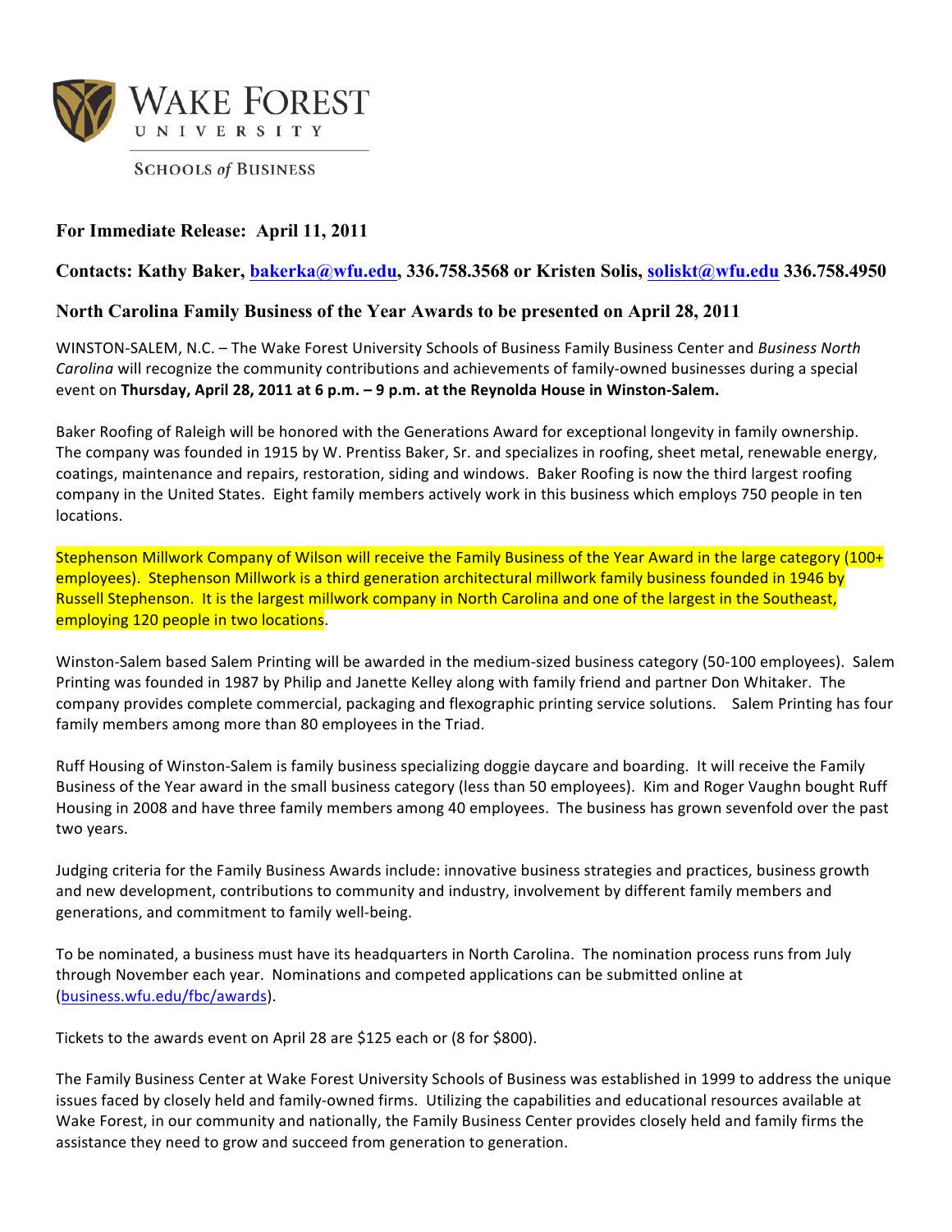WAKE FOREST UNIVERSITY

SCHOOLS *of* BUSINESS

**For Immediate Release: April 11, 2011**

**Contacts: Kathy Baker, bakerka@wfu.edu, 336.758.3568 or Kristen Solis, soliskt@wfu.edu 336.758.4950**

**North Carolina Family Business of the Year Awards to be presented on April 28, 2011**

WINSTON-SALEM, N.C. – The Wake Forest University Schools of Business Family Business Center and *Business North Carolina* will recognize the community contributions and achievements of family-owned businesses during a special event on **Thursday, April 28, 2011 at 6 p.m. – 9 p.m. at the Reynolda House in Winston-Salem.**

Baker Roofing of Raleigh will be honored with the Generations Award for exceptional longevity in family ownership. The company was founded in 1915 by W. Prentiss Baker, Sr. and specializes in roofing, sheet metal, renewable energy, coatings, maintenance and repairs, restoration, siding and windows. Baker Roofing is now the third largest roofing company in the United States. Eight family members actively work in this business which employs 750 people in ten locations.

Stephenson Millwork Company of Wilson will receive the Family Business of the Year Award in the large category (100+ employees). Stephenson Millwork is a third generation architectural millwork family business founded in 1946 by Russell Stephenson. It is the largest millwork company in North Carolina and one of the largest in the Southeast, employing 120 people in two locations.

Winston-Salem based Salem Printing will be awarded in the medium-sized business category (50-100 employees). Salem Printing was founded in 1987 by Philip and Janette Kelley along with family friend and partner Don Whitaker. The company provides complete commercial, packaging and flexographic printing service solutions. Salem Printing has four family members among more than 80 employees in the Triad.

Ruff Housing of Winston-Salem is family business specializing doggie daycare and boarding. It will receive the Family Business of the Year award in the small business category (less than 50 employees). Kim and Roger Vaughn bought Ruff Housing in 2008 and have three family members among 40 employees. The business has grown sevenfold over the past two years.

Judging criteria for the Family Business Awards include: innovative business strategies and practices, business growth and new development, contributions to community and industry, involvement by different family members and generations, and commitment to family well-being.

To be nominated, a business must have its headquarters in North Carolina. The nomination process runs from July through November each year. Nominations and competed applications can be submitted online at (business.wfu.edu/fbc/awards).

Tickets to the awards event on April 28 are $125 each or (8 for $800).

The Family Business Center at Wake Forest University Schools of Business was established in 1999 to address the unique issues faced by closely held and family-owned firms. Utilizing the capabilities and educational resources available at Wake Forest, in our community and nationally, the Family Business Center provides closely held and family firms the assistance they need to grow and succeed from generation to generation.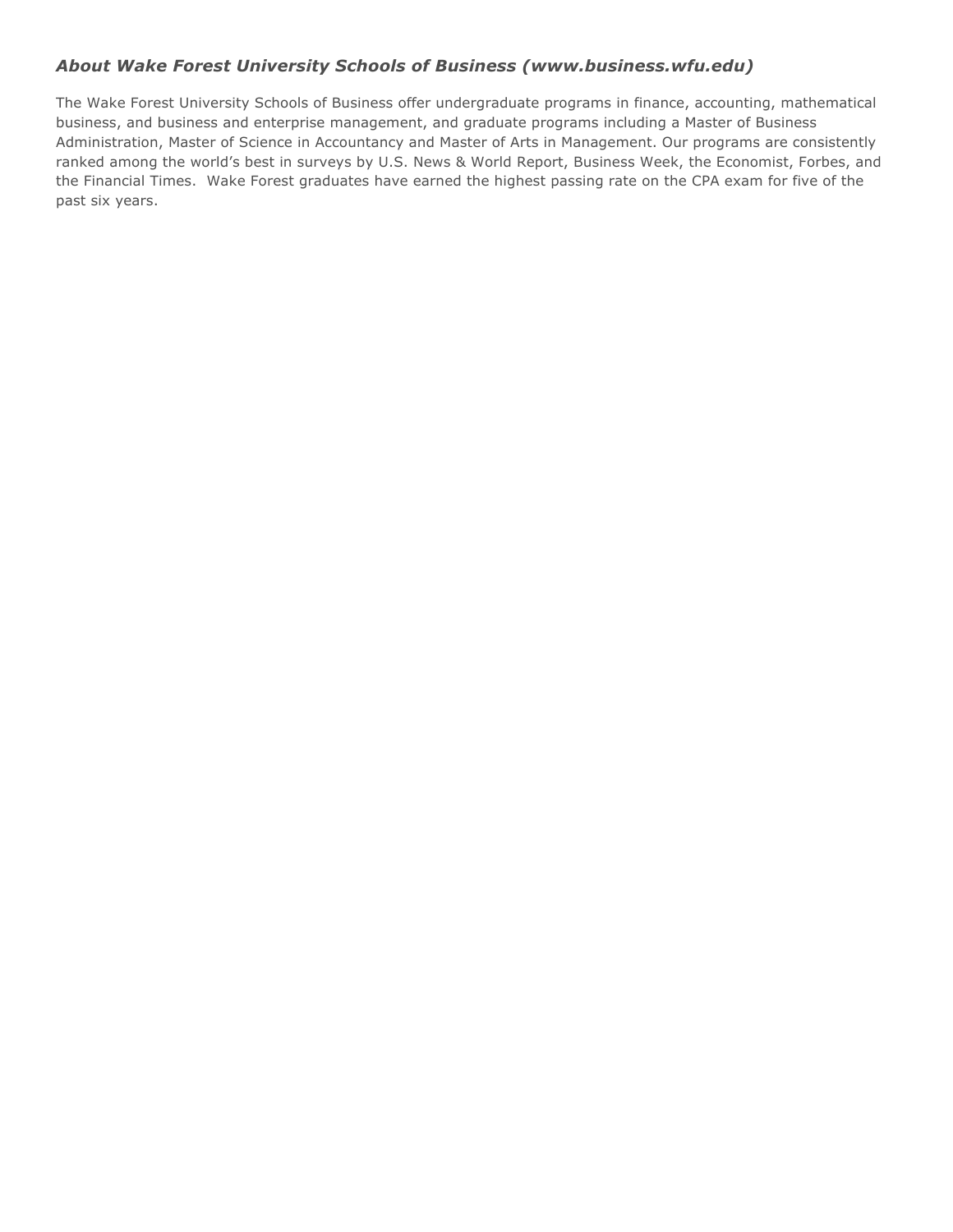### *About Wake Forest University Schools of Business (www.business.wfu.edu)*

The Wake Forest University Schools of Business offer undergraduate programs in finance, accounting, mathematical business, and business and enterprise management, and graduate programs including a Master of Business Administration, Master of Science in Accountancy and Master of Arts in Management. Our programs are consistently ranked among the world's best in surveys by U.S. News & World Report, Business Week, the Economist, Forbes, and the Financial Times. Wake Forest graduates have earned the highest passing rate on the CPA exam for five of the past six years.